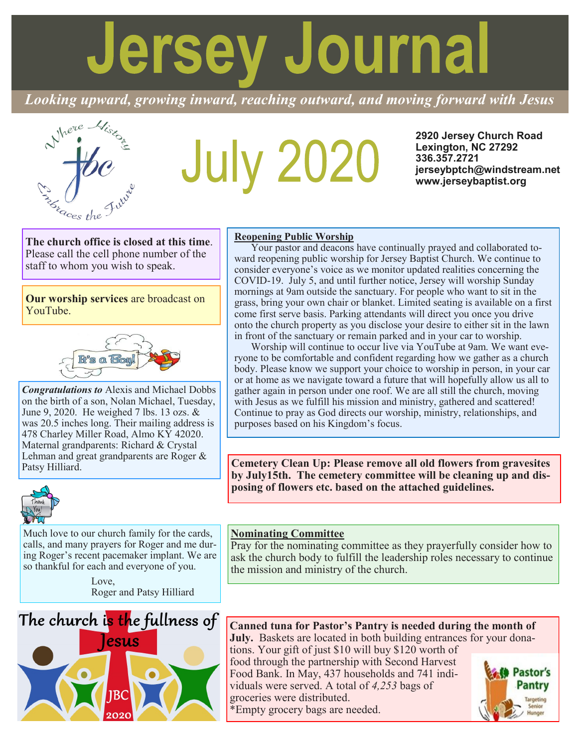# Jersey Journal

*Looking upward, growing inward, reaching outward, and moving forward with Jesus*

## July 2020

**2920 Jersey Church Road**
**Lexington, NC 27292**
**336.357.2721**
**jerseybptch@windstream.net**
**www.jerseybaptist.org**

**The church office is closed at this time**. Please call the cell phone number of the staff to whom you wish to speak.

**Our worship services** are broadcast on YouTube.

***Congratulations to*** Alexis and Michael Dobbs on the birth of a son, Nolan Michael, Tuesday, June 9, 2020. He weighed 7 lbs. 13 ozs. & was 20.5 inches long. Their mailing address is 478 Charley Miller Road, Almo KY 42020. Maternal grandparents: Richard & Crystal Lehman and great grandparents are Roger & Patsy Hilliard.

Much love to our church family for the cards, calls, and many prayers for Roger and me during Roger's recent pacemaker implant. We are so thankful for each and everyone of you.

Love,
Roger and Patsy Hilliard

**Reopening Public Worship**

Your pastor and deacons have continually prayed and collaborated toward reopening public worship for Jersey Baptist Church. We continue to consider everyone's voice as we monitor updated realities concerning the COVID-19. July 5, and until further notice, Jersey will worship Sunday mornings at 9am outside the sanctuary. For people who want to sit in the grass, bring your own chair or blanket. Limited seating is available on a first come first serve basis. Parking attendants will direct you once you drive onto the church property as you disclose your desire to either sit in the lawn in front of the sanctuary or remain parked and in your car to worship.

Worship will continue to occur live via YouTube at 9am. We want everyone to be comfortable and confident regarding how we gather as a church body. Please know we support your choice to worship in person, in your car or at home as we navigate toward a future that will hopefully allow us all to gather again in person under one roof. We are all still the church, moving with Jesus as we fulfill his mission and ministry, gathered and scattered! Continue to pray as God directs our worship, ministry, relationships, and purposes based on his Kingdom's focus.

**Cemetery Clean Up: Please remove all old flowers from gravesites by July15th. The cemetery committee will be cleaning up and disposing of flowers etc. based on the attached guidelines.**

**Nominating Committee**

Pray for the nominating committee as they prayerfully consider how to ask the church body to fulfill the leadership roles necessary to continue the mission and ministry of the church.

**Canned tuna for Pastor's Pantry is needed during the month of July.** Baskets are located in both building entrances for your donations. Your gift of just $10 will buy $120 worth of food through the partnership with Second Harvest Food Bank. In May, 437 households and 741 individuals were served. A total of *4,253* bags of groceries were distributed.
*Empty grocery bags are needed.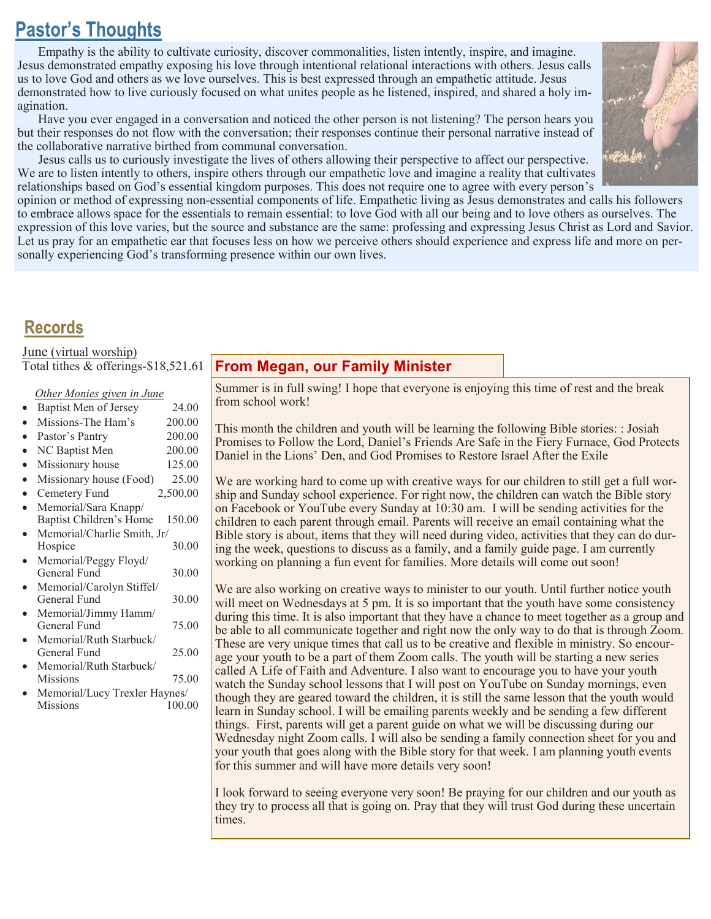## Pastor's Thoughts

Empathy is the ability to cultivate curiosity, discover commonalities, listen intently, inspire, and imagine. Jesus demonstrated empathy exposing his love through intentional relational interactions with others. Jesus calls us to love God and others as we love ourselves. This is best expressed through an empathetic attitude. Jesus demonstrated how to live curiously focused on what unites people as he listened, inspired, and shared a holy imagination.

Have you ever engaged in a conversation and noticed the other person is not listening? The person hears you but their responses do not flow with the conversation; their responses continue their personal narrative instead of the collaborative narrative birthed from communal conversation.

Jesus calls us to curiously investigate the lives of others allowing their perspective to affect our perspective. We are to listen intently to others, inspire others through our empathetic love and imagine a reality that cultivates relationships based on God's essential kingdom purposes. This does not require one to agree with every person's opinion or method of expressing non-essential components of life. Empathetic living as Jesus demonstrates and calls his followers to embrace allows space for the essentials to remain essential: to love God with all our being and to love others as ourselves. The expression of this love varies, but the source and substance are the same: professing and expressing Jesus Christ as Lord and Savior. Let us pray for an empathetic ear that focuses less on how we perceive others should experience and express life and more on personally experiencing God's transforming presence within our own lives.

## Records

June (virtual worship)
Total tithes & offerings-$18,521.61

*Other Monies given in June*

- Baptist Men of Jersey 24.00
- Missions-The Ham's 200.00
- Pastor's Pantry 200.00
- NC Baptist Men 200.00
- Missionary house 125.00
- Missionary house (Food) 25.00
- Cemetery Fund 2,500.00
- Memorial/Sara Knapp/ Baptist Children's Home 150.00
- Memorial/Charlie Smith, Jr/ Hospice 30.00
- Memorial/Peggy Floyd/ General Fund 30.00
- Memorial/Carolyn Stiffel/ General Fund 30.00
- Memorial/Jimmy Hamm/ General Fund 75.00
- Memorial/Ruth Starbuck/ General Fund 25.00
- Memorial/Ruth Starbuck/ Missions 75.00
- Memorial/Lucy Trexler Haynes/ Missions 100.00

## From Megan, our Family Minister

Summer is in full swing! I hope that everyone is enjoying this time of rest and the break from school work!

This month the children and youth will be learning the following Bible stories: : Josiah Promises to Follow the Lord, Daniel's Friends Are Safe in the Fiery Furnace, God Protects Daniel in the Lions' Den, and God Promises to Restore Israel After the Exile

We are working hard to come up with creative ways for our children to still get a full worship and Sunday school experience. For right now, the children can watch the Bible story on Facebook or YouTube every Sunday at 10:30 am. I will be sending activities for the children to each parent through email. Parents will receive an email containing what the Bible story is about, items that they will need during video, activities that they can do during the week, questions to discuss as a family, and a family guide page. I am currently working on planning a fun event for families. More details will come out soon!

We are also working on creative ways to minister to our youth. Until further notice youth will meet on Wednesdays at 5 pm. It is so important that the youth have some consistency during this time. It is also important that they have a chance to meet together as a group and be able to all communicate together and right now the only way to do that is through Zoom. These are very unique times that call us to be creative and flexible in ministry. So encourage your youth to be a part of them Zoom calls. The youth will be starting a new series called A Life of Faith and Adventure. I also want to encourage you to have your youth watch the Sunday school lessons that I will post on YouTube on Sunday mornings, even though they are geared toward the children, it is still the same lesson that the youth would learn in Sunday school. I will be emailing parents weekly and be sending a few different things. First, parents will get a parent guide on what we will be discussing during our Wednesday night Zoom calls. I will also be sending a family connection sheet for you and your youth that goes along with the Bible story for that week. I am planning youth events for this summer and will have more details very soon!

I look forward to seeing everyone very soon! Be praying for our children and our youth as they try to process all that is going on. Pray that they will trust God during these uncertain times.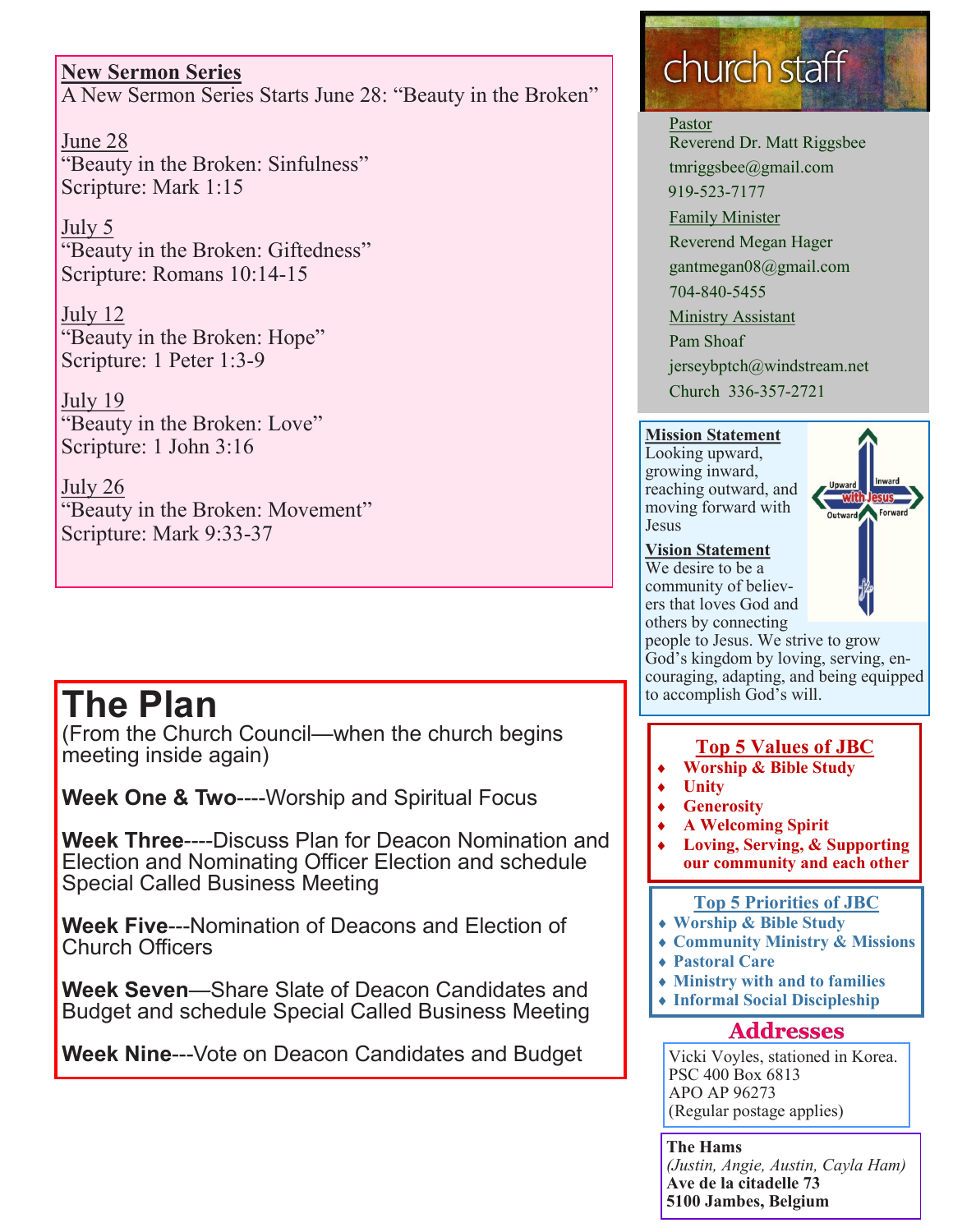**New Sermon Series**

A New Sermon Series Starts June 28: “Beauty in the Broken”

June 28
“Beauty in the Broken: Sinfulness”
Scripture: Mark 1:15

July 5
“Beauty in the Broken: Giftedness”
Scripture: Romans 10:14-15

July 12
“Beauty in the Broken: Hope”
Scripture: 1 Peter 1:3-9

July 19
“Beauty in the Broken: Love”
Scripture: 1 John 3:16

July 26
“Beauty in the Broken: Movement”
Scripture: Mark 9:33-37

# The Plan

(From the Church Council—when the church begins meeting inside again)

**Week One & Two**----Worship and Spiritual Focus

**Week Three**----Discuss Plan for Deacon Nomination and Election and Nominating Officer Election and schedule Special Called Business Meeting

**Week Five**---Nomination of Deacons and Election of Church Officers

**Week Seven**—Share Slate of Deacon Candidates and Budget and schedule Special Called Business Meeting

**Week Nine**---Vote on Deacon Candidates and Budget

## church staff

Pastor
Reverend Dr. Matt Riggsbee
tmriggsbee@gmail.com
919-523-7177

Family Minister
Reverend Megan Hager
gantmegan08@gmail.com
704-840-5455

Ministry Assistant
Pam Shoaf
jerseybptch@windstream.net
Church 336-357-2721

**Mission Statement**

Looking upward, growing inward, reaching outward, and moving forward with Jesus

Upward Inward with Jesus Outward Forward

**Vision Statement**

We desire to be a community of believers that loves God and others by connecting people to Jesus. We strive to grow God’s kingdom by loving, serving, encouraging, adapting, and being equipped to accomplish God’s will.

**Top 5 Values of JBC**

- Worship & Bible Study
- Unity
- Generosity
- A Welcoming Spirit
- Loving, Serving, & Supporting our community and each other

**Top 5 Priorities of JBC**

- Worship & Bible Study
- Community Ministry & Missions
- Pastoral Care
- Ministry with and to families
- Informal Social Discipleship

## Addresses

Vicki Voyles, stationed in Korea.
PSC 400 Box 6813
APO AP 96273
(Regular postage applies)

**The Hams**
*(Justin, Angie, Austin, Cayla Ham)*
**Ave de la citadelle 73**
**5100 Jambes, Belgium**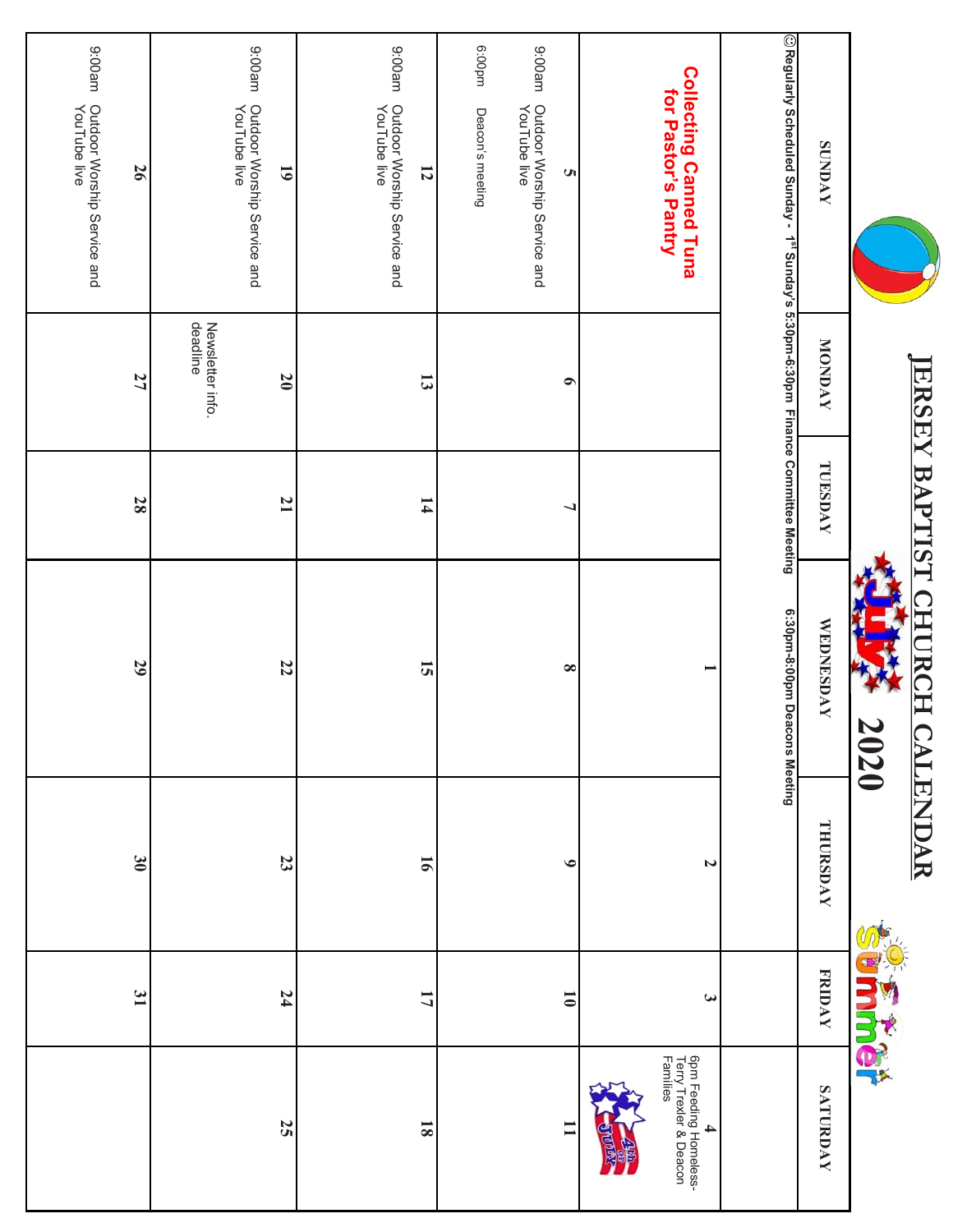# JERSEY BAPTIST CHURCH CALENDAR

## July 2020

| SUNDAY | MONDAY | TUESDAY | WEDNESDAY | THURSDAY | FRIDAY | SATURDAY |
|---|---|---|---|---|---|---|
| **Collecting Canned Tuna for Pastor's Pantry** | | | **1** | **2** | **3** | **4** 6pm Feeding Homeless- Terry Trexler & Deacon Families |
| **5** 9:00am Outdoor Worship Service and YouTube live 6:00pm Deacon's meeting | **6** | **7** | **8** | **9** | **10** | **11** |
| **12** 9:00am Outdoor Worship Service and YouTube live | **13** | **14** | **15** | **16** | **17** | **18** |
| **19** 9:00am Outdoor Worship Service and YouTube live | **20** Newsletter info. deadline | **21** | **22** | **23** | **24** | **25** |
| **26** 9:00am Outdoor Worship Service and YouTube live | **27** | **28** | **29** | **30** | **31** | |

☺Regularly Scheduled Sunday - 1st Sunday's 5:30pm-6:30pm Finance Committee Meeting 6:30pm-8:00pm Deacons Meeting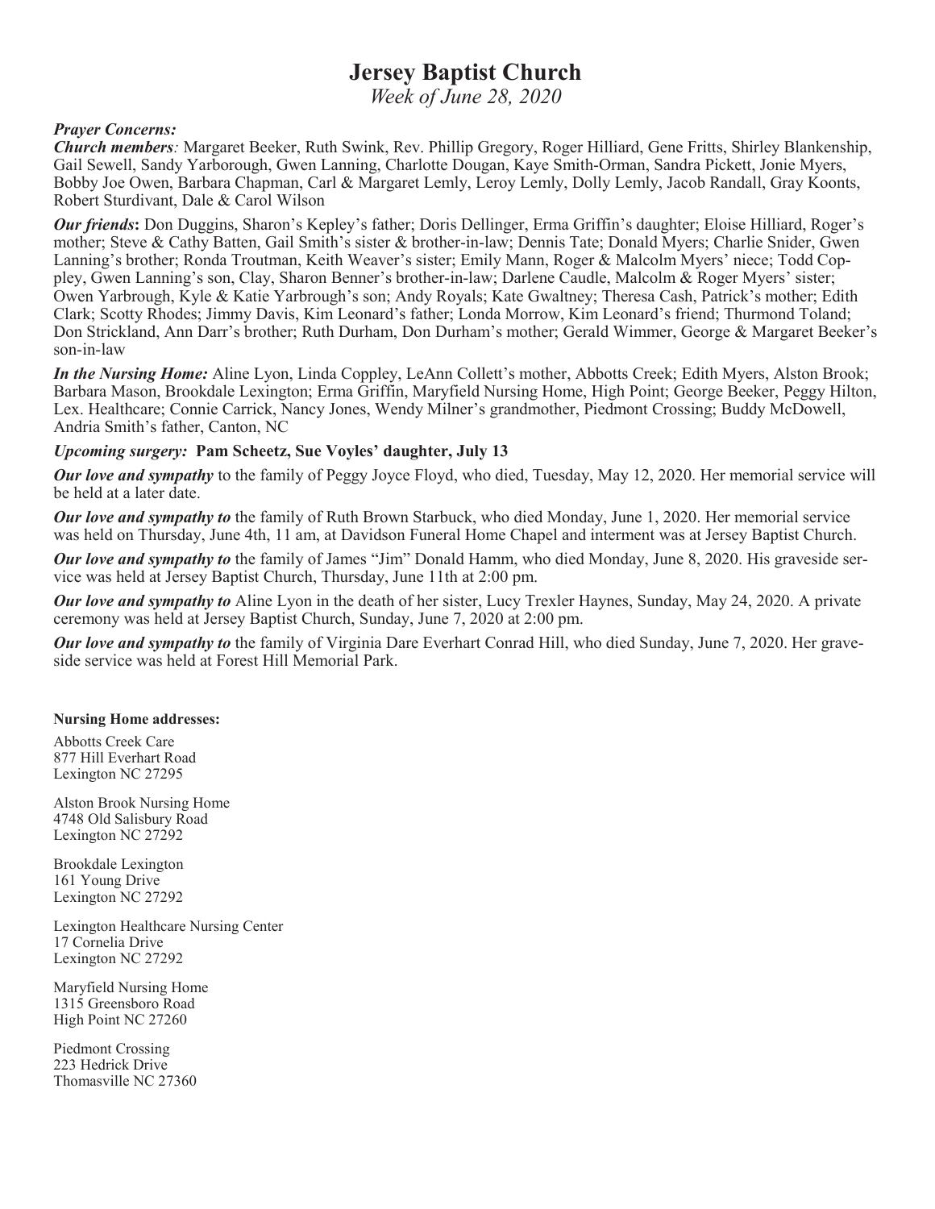# Jersey Baptist Church

*Week of June 28, 2020*

***Prayer Concerns:***

***Church members****:* Margaret Beeker, Ruth Swink, Rev. Phillip Gregory, Roger Hilliard, Gene Fritts, Shirley Blankenship, Gail Sewell, Sandy Yarborough, Gwen Lanning, Charlotte Dougan, Kaye Smith-Orman, Sandra Pickett, Jonie Myers, Bobby Joe Owen, Barbara Chapman, Carl & Margaret Lemly, Leroy Lemly, Dolly Lemly, Jacob Randall, Gray Koonts, Robert Sturdivant, Dale & Carol Wilson

***Our friends*****:** Don Duggins, Sharon's Kepley's father; Doris Dellinger, Erma Griffin's daughter; Eloise Hilliard, Roger's mother; Steve & Cathy Batten, Gail Smith's sister & brother-in-law; Dennis Tate; Donald Myers; Charlie Snider, Gwen Lanning's brother; Ronda Troutman, Keith Weaver's sister; Emily Mann, Roger & Malcolm Myers' niece; Todd Coppley, Gwen Lanning's son, Clay, Sharon Benner's brother-in-law; Darlene Caudle, Malcolm & Roger Myers' sister; Owen Yarbrough, Kyle & Katie Yarbrough's son; Andy Royals; Kate Gwaltney; Theresa Cash, Patrick's mother; Edith Clark; Scotty Rhodes; Jimmy Davis, Kim Leonard's father; Londa Morrow, Kim Leonard's friend; Thurmond Toland; Don Strickland, Ann Darr's brother; Ruth Durham, Don Durham's mother; Gerald Wimmer, George & Margaret Beeker's son-in-law

***In the Nursing Home:*** Aline Lyon, Linda Coppley, LeAnn Collett's mother, Abbotts Creek; Edith Myers, Alston Brook; Barbara Mason, Brookdale Lexington; Erma Griffin, Maryfield Nursing Home, High Point; George Beeker, Peggy Hilton, Lex. Healthcare; Connie Carrick, Nancy Jones, Wendy Milner's grandmother, Piedmont Crossing; Buddy McDowell, Andria Smith's father, Canton, NC

***Upcoming surgery:*** **Pam Scheetz, Sue Voyles' daughter, July 13**

***Our love and sympathy*** to the family of Peggy Joyce Floyd, who died, Tuesday, May 12, 2020. Her memorial service will be held at a later date.

***Our love and sympathy to*** the family of Ruth Brown Starbuck, who died Monday, June 1, 2020. Her memorial service was held on Thursday, June 4th, 11 am, at Davidson Funeral Home Chapel and interment was at Jersey Baptist Church.

***Our love and sympathy to*** the family of James "Jim" Donald Hamm, who died Monday, June 8, 2020. His graveside service was held at Jersey Baptist Church, Thursday, June 11th at 2:00 pm.

***Our love and sympathy to*** Aline Lyon in the death of her sister, Lucy Trexler Haynes, Sunday, May 24, 2020. A private ceremony was held at Jersey Baptist Church, Sunday, June 7, 2020 at 2:00 pm.

***Our love and sympathy to*** the family of Virginia Dare Everhart Conrad Hill, who died Sunday, June 7, 2020. Her graveside service was held at Forest Hill Memorial Park.

**Nursing Home addresses:**

Abbotts Creek Care
877 Hill Everhart Road
Lexington NC 27295

Alston Brook Nursing Home
4748 Old Salisbury Road
Lexington NC 27292

Brookdale Lexington
161 Young Drive
Lexington NC 27292

Lexington Healthcare Nursing Center
17 Cornelia Drive
Lexington NC 27292

Maryfield Nursing Home
1315 Greensboro Road
High Point NC 27260

Piedmont Crossing
223 Hedrick Drive
Thomasville NC 27360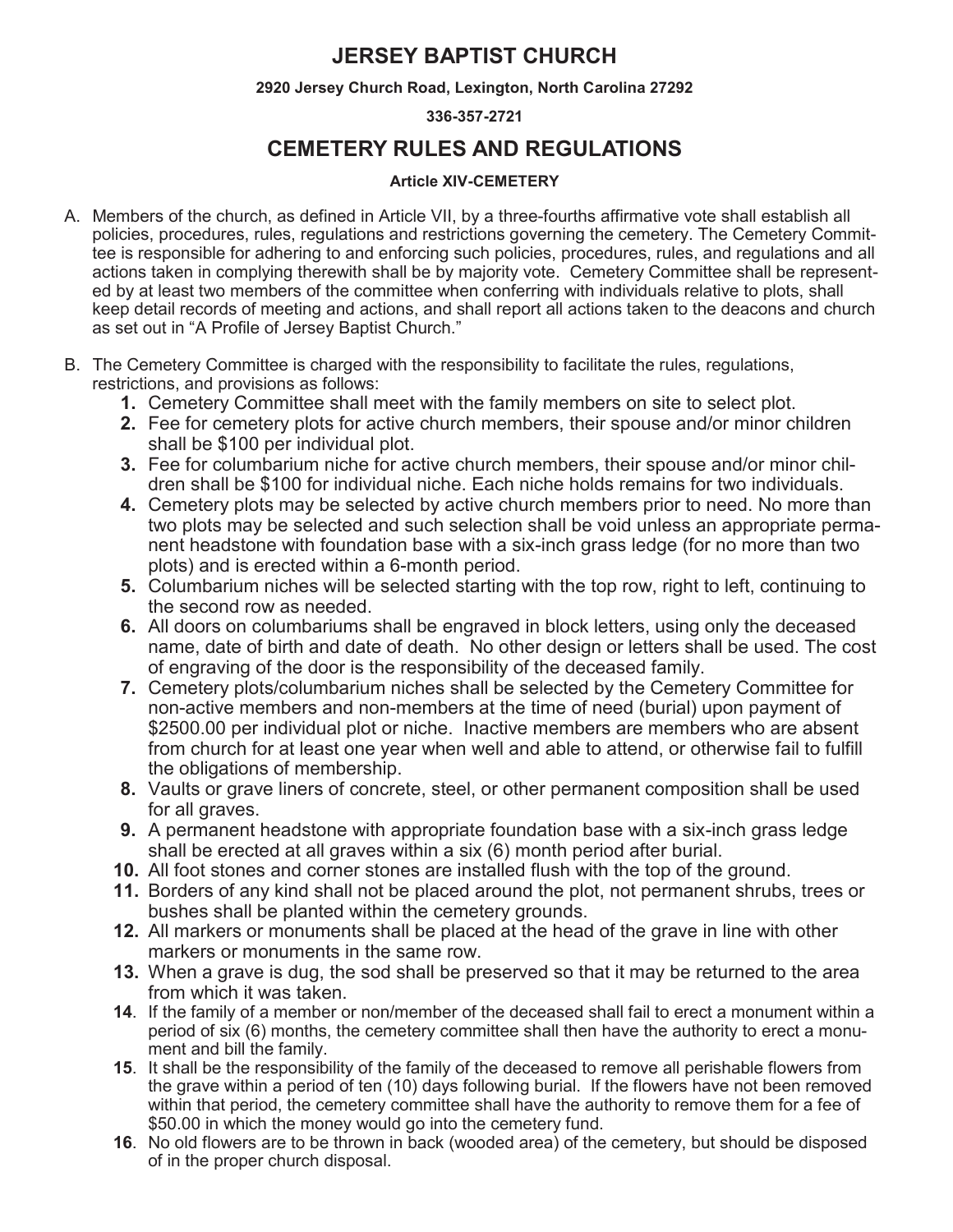# JERSEY BAPTIST CHURCH

**2920 Jersey Church Road, Lexington, North Carolina 27292**

**336-357-2721**

## CEMETERY RULES AND REGULATIONS

**Article XIV-CEMETERY**

A. Members of the church, as defined in Article VII, by a three-fourths affirmative vote shall establish all policies, procedures, rules, regulations and restrictions governing the cemetery. The Cemetery Committee is responsible for adhering to and enforcing such policies, procedures, rules, and regulations and all actions taken in complying therewith shall be by majority vote. Cemetery Committee shall be represented by at least two members of the committee when conferring with individuals relative to plots, shall keep detail records of meeting and actions, and shall report all actions taken to the deacons and church as set out in "A Profile of Jersey Baptist Church."

B. The Cemetery Committee is charged with the responsibility to facilitate the rules, regulations, restrictions, and provisions as follows:

1. Cemetery Committee shall meet with the family members on site to select plot.
2. Fee for cemetery plots for active church members, their spouse and/or minor children shall be $100 per individual plot.
3. Fee for columbarium niche for active church members, their spouse and/or minor children shall be $100 for individual niche. Each niche holds remains for two individuals.
4. Cemetery plots may be selected by active church members prior to need. No more than two plots may be selected and such selection shall be void unless an appropriate permanent headstone with foundation base with a six-inch grass ledge (for no more than two plots) and is erected within a 6-month period.
5. Columbarium niches will be selected starting with the top row, right to left, continuing to the second row as needed.
6. All doors on columbariums shall be engraved in block letters, using only the deceased name, date of birth and date of death. No other design or letters shall be used. The cost of engraving of the door is the responsibility of the deceased family.
7. Cemetery plots/columbarium niches shall be selected by the Cemetery Committee for non-active members and non-members at the time of need (burial) upon payment of $2500.00 per individual plot or niche. Inactive members are members who are absent from church for at least one year when well and able to attend, or otherwise fail to fulfill the obligations of membership.
8. Vaults or grave liners of concrete, steel, or other permanent composition shall be used for all graves.
9. A permanent headstone with appropriate foundation base with a six-inch grass ledge shall be erected at all graves within a six (6) month period after burial.
10. All foot stones and corner stones are installed flush with the top of the ground.
11. Borders of any kind shall not be placed around the plot, not permanent shrubs, trees or bushes shall be planted within the cemetery grounds.
12. All markers or monuments shall be placed at the head of the grave in line with other markers or monuments in the same row.
13. When a grave is dug, the sod shall be preserved so that it may be returned to the area from which it was taken.
14. If the family of a member or non/member of the deceased shall fail to erect a monument within a period of six (6) months, the cemetery committee shall then have the authority to erect a monument and bill the family.
15. It shall be the responsibility of the family of the deceased to remove all perishable flowers from the grave within a period of ten (10) days following burial. If the flowers have not been removed within that period, the cemetery committee shall have the authority to remove them for a fee of $50.00 in which the money would go into the cemetery fund.
16. No old flowers are to be thrown in back (wooded area) of the cemetery, but should be disposed of in the proper church disposal.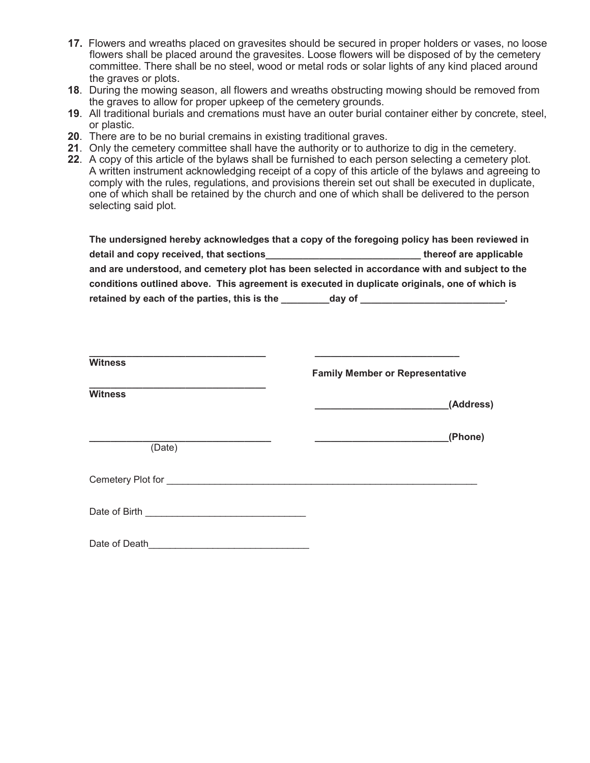17. Flowers and wreaths placed on gravesites should be secured in proper holders or vases, no loose flowers shall be placed around the gravesites. Loose flowers will be disposed of by the cemetery committee. There shall be no steel, wood or metal rods or solar lights of any kind placed around the graves or plots.
18. During the mowing season, all flowers and wreaths obstructing mowing should be removed from the graves to allow for proper upkeep of the cemetery grounds.
19. All traditional burials and cremations must have an outer burial container either by concrete, steel, or plastic.
20. There are to be no burial cremains in existing traditional graves.
21. Only the cemetery committee shall have the authority or to authorize to dig in the cemetery.
22. A copy of this article of the bylaws shall be furnished to each person selecting a cemetery plot. A written instrument acknowledging receipt of a copy of this article of the bylaws and agreeing to comply with the rules, regulations, and provisions therein set out shall be executed in duplicate, one of which shall be retained by the church and one of which shall be delivered to the person selecting said plot.

**The undersigned hereby acknowledges that a copy of the foregoing policy has been reviewed in detail and copy received, that sections_____________________________ thereof are applicable and are understood, and cemetery plot has been selected in accordance with and subject to the conditions outlined above. This agreement is executed in duplicate originals, one of which is retained by each of the parties, this is the _________day of ___________________________.**

_________________________________
**Witness**

_________________________________
**Witness**

___________________________
**Family Member or Representative**

_________________________**(Address)**

_________________________**(Phone)**

__________________________________
(Date)

Cemetery Plot for ___________________________________________________________

Date of Birth ______________________________

Date of Death______________________________